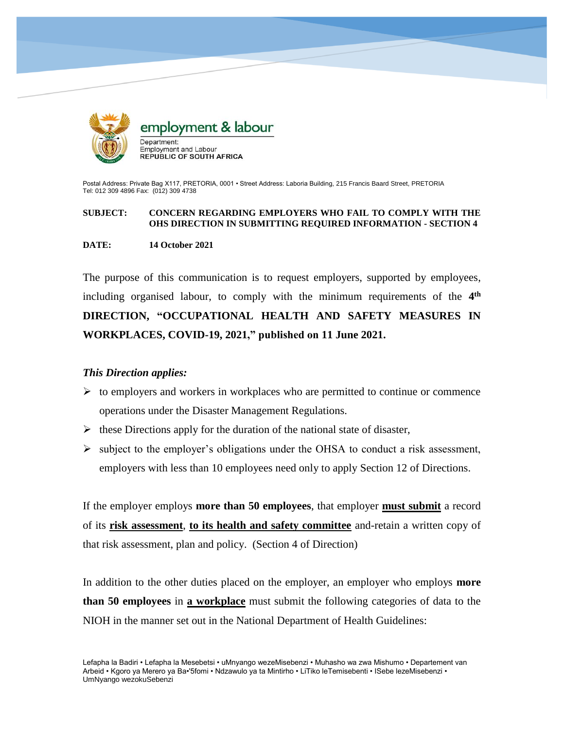employment & labour

Department:
Employment and Labour
**REPUBLIC OF SOUTH AFRICA**

Postal Address: Private Bag X117, PRETORIA, 0001 • Street Address: Laboria Building, 215 Francis Baard Street, PRETORIA
Tel: 012 309 4896 Fax: (012) 309 4738

**SUBJECT: CONCERN REGARDING EMPLOYERS WHO FAIL TO COMPLY WITH THE OHS DIRECTION IN SUBMITTING REQUIRED INFORMATION - SECTION 4**

**DATE: 14 October 2021**

The purpose of this communication is to request employers, supported by employees, including organised labour, to comply with the minimum requirements of the **4th DIRECTION, "OCCUPATIONAL HEALTH AND SAFETY MEASURES IN WORKPLACES, COVID-19, 2021," published on 11 June 2021.**

***This Direction applies:***

- to employers and workers in workplaces who are permitted to continue or commence operations under the Disaster Management Regulations.
- these Directions apply for the duration of the national state of disaster,
- subject to the employer's obligations under the OHSA to conduct a risk assessment, employers with less than 10 employees need only to apply Section 12 of Directions.

If the employer employs **more than 50 employees**, that employer **must submit** a record of its **risk assessment**, **to its health and safety committee** and-retain a written copy of that risk assessment, plan and policy. (Section 4 of Direction)

In addition to the other duties placed on the employer, an employer who employs **more than 50 employees** in **a workplace** must submit the following categories of data to the NIOH in the manner set out in the National Department of Health Guidelines:

Lefapha la Badiri • Lefapha la Mesebetsi • uMnyango wezeMisebenzi • Muhasho wa zwa Mishumo • Departement van Arbeid • Kgoro ya Merero ya Ba•'5fomi • Ndzawulo ya ta Mintirho • LiTiko leTemisebenti • ISebe lezeMisebenzi • UmNyango wezokuSebenzi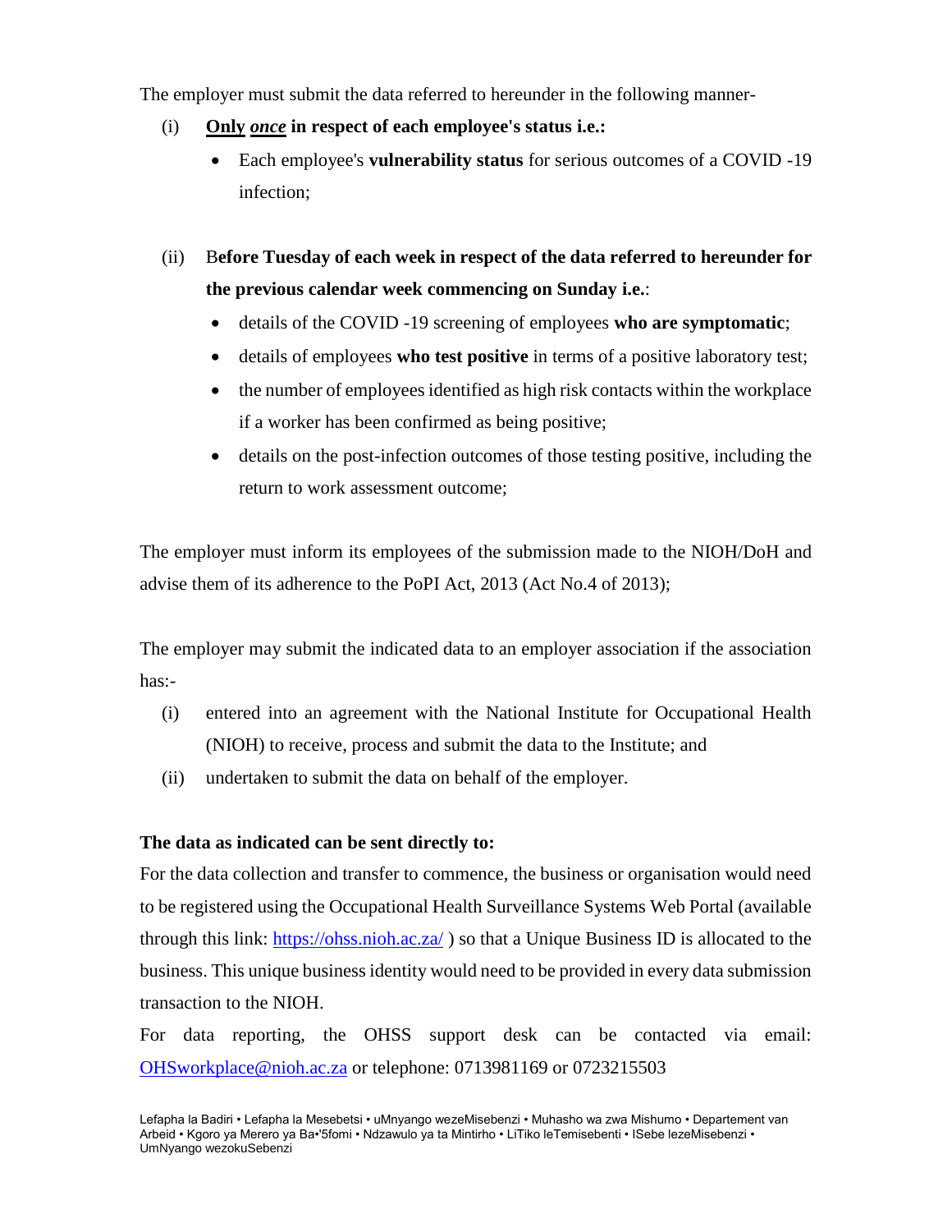The employer must submit the data referred to hereunder in the following manner-

(i) **Only** ***once*** **in respect of each employee's status i.e.:**

- Each employee's **vulnerability status** for serious outcomes of a COVID -19 infection;

(ii) B**efore Tuesday of each week in respect of the data referred to hereunder for the previous calendar week commencing on Sunday i.e.**:

- details of the COVID -19 screening of employees **who are symptomatic**;
- details of employees **who test positive** in terms of a positive laboratory test;
- the number of employees identified as high risk contacts within the workplace if a worker has been confirmed as being positive;
- details on the post-infection outcomes of those testing positive, including the return to work assessment outcome;

The employer must inform its employees of the submission made to the NIOH/DoH and advise them of its adherence to the PoPI Act, 2013 (Act No.4 of 2013);

The employer may submit the indicated data to an employer association if the association has:-

(i) entered into an agreement with the National Institute for Occupational Health (NIOH) to receive, process and submit the data to the Institute; and

(ii) undertaken to submit the data on behalf of the employer.

**The data as indicated can be sent directly to:**

For the data collection and transfer to commence, the business or organisation would need to be registered using the Occupational Health Surveillance Systems Web Portal (available through this link: [https://ohss.nioh.ac.za/](https://ohss.nioh.ac.za/) ) so that a Unique Business ID is allocated to the business. This unique business identity would need to be provided in every data submission transaction to the NIOH.

For data reporting, the OHSS support desk can be contacted via email: [OHSworkplace@nioh.ac.za](mailto:OHSworkplace@nioh.ac.za) or telephone: 0713981169 or 0723215503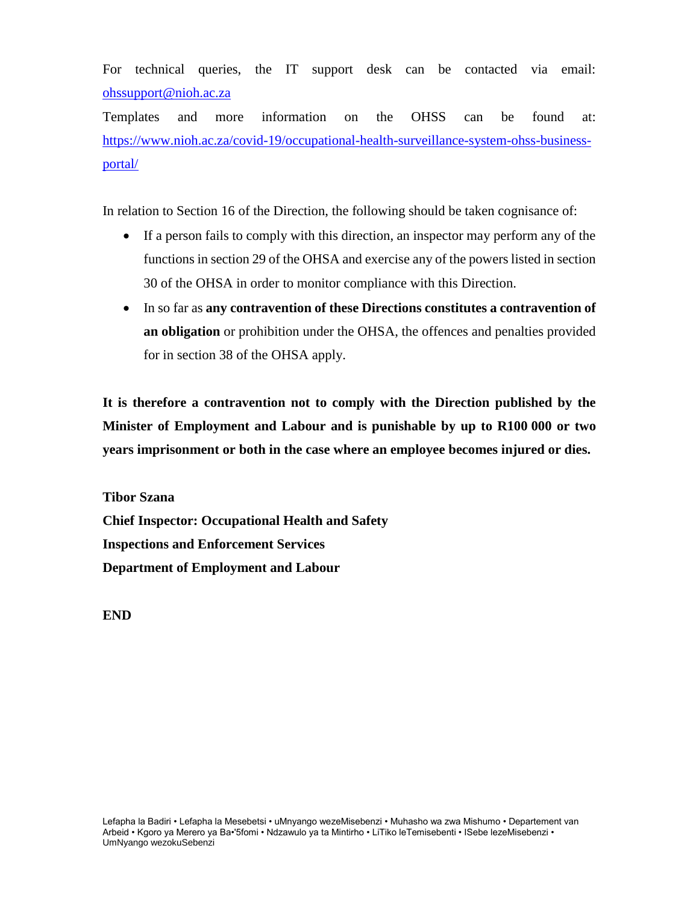For technical queries, the IT support desk can be contacted via email: ohssupport@nioh.ac.za

Templates and more information on the OHSS can be found at: https://www.nioh.ac.za/covid-19/occupational-health-surveillance-system-ohss-business-portal/

In relation to Section 16 of the Direction, the following should be taken cognisance of:

- If a person fails to comply with this direction, an inspector may perform any of the functions in section 29 of the OHSA and exercise any of the powers listed in section 30 of the OHSA in order to monitor compliance with this Direction.
- In so far as **any contravention of these Directions constitutes a contravention of an obligation** or prohibition under the OHSA, the offences and penalties provided for in section 38 of the OHSA apply.

**It is therefore a contravention not to comply with the Direction published by the Minister of Employment and Labour and is punishable by up to R100 000 or two years imprisonment or both in the case where an employee becomes injured or dies.**

**Tibor Szana**
**Chief Inspector: Occupational Health and Safety**
**Inspections and Enforcement Services**
**Department of Employment and Labour**

**END**